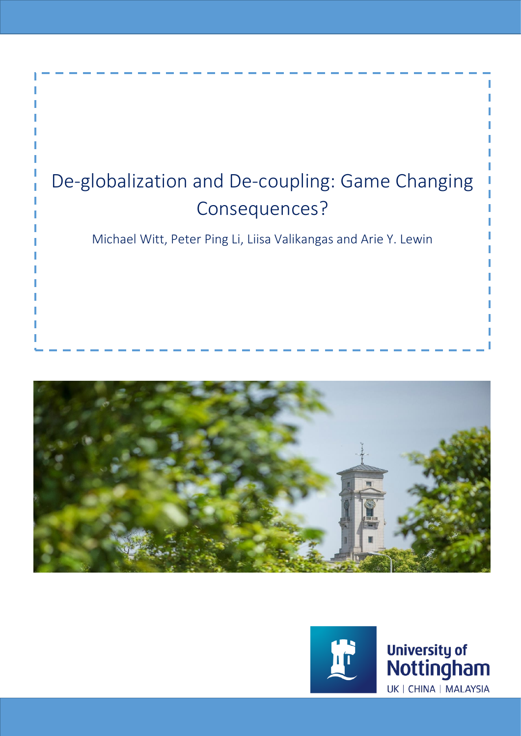# De-globalization and De-coupling: Game Changing Consequences?

Michael Witt, Peter Ping Li, Liisa Valikangas and Arie Y. Lewin

University of Nottingham
UK | CHINA | MALAYSIA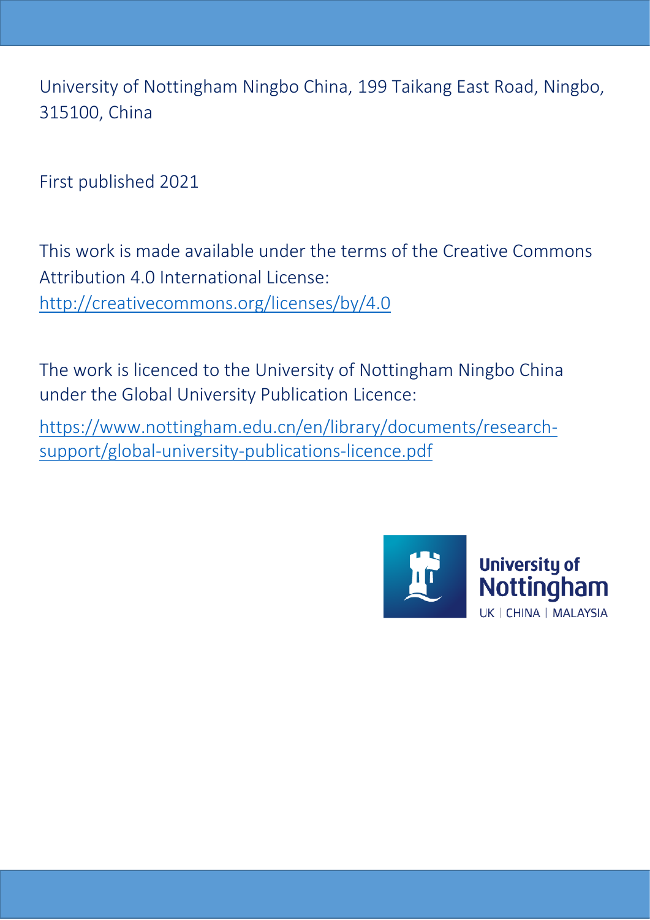University of Nottingham Ningbo China, 199 Taikang East Road, Ningbo, 315100, China

First published 2021

This work is made available under the terms of the Creative Commons Attribution 4.0 International License: http://creativecommons.org/licenses/by/4.0

The work is licenced to the University of Nottingham Ningbo China under the Global University Publication Licence:

https://www.nottingham.edu.cn/en/library/documents/research-support/global-university-publications-licence.pdf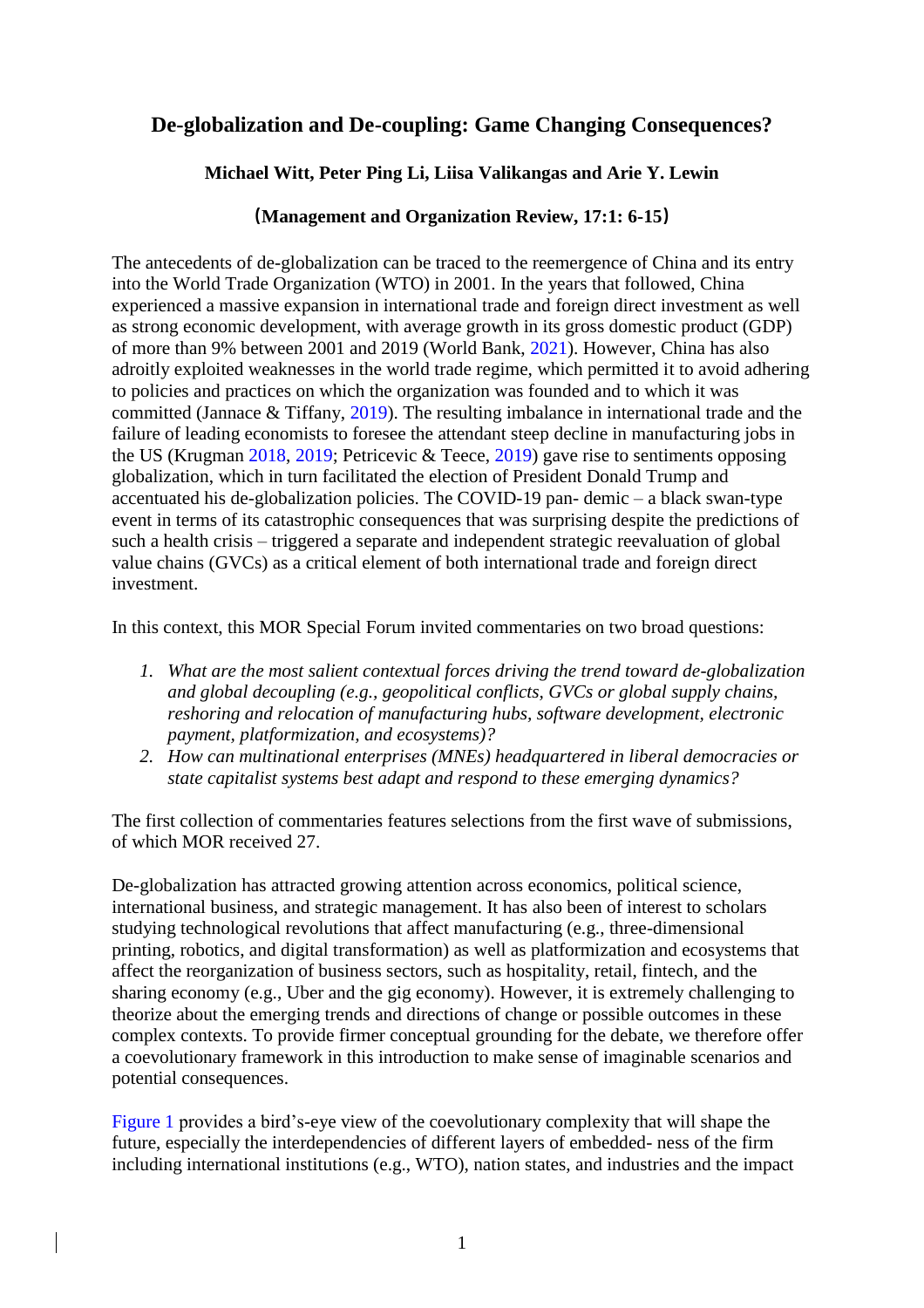# De-globalization and De-coupling: Game Changing Consequences?

**Michael Witt, Peter Ping Li, Liisa Valikangas and Arie Y. Lewin**

**(Management and Organization Review, 17:1: 6-15)**

The antecedents of de-globalization can be traced to the reemergence of China and its entry into the World Trade Organization (WTO) in 2001. In the years that followed, China experienced a massive expansion in international trade and foreign direct investment as well as strong economic development, with average growth in its gross domestic product (GDP) of more than 9% between 2001 and 2019 (World Bank, 2021). However, China has also adroitly exploited weaknesses in the world trade regime, which permitted it to avoid adhering to policies and practices on which the organization was founded and to which it was committed (Jannace & Tiffany, 2019). The resulting imbalance in international trade and the failure of leading economists to foresee the attendant steep decline in manufacturing jobs in the US (Krugman 2018, 2019; Petricevic & Teece, 2019) gave rise to sentiments opposing globalization, which in turn facilitated the election of President Donald Trump and accentuated his de-globalization policies. The COVID-19 pan- demic – a black swan-type event in terms of its catastrophic consequences that was surprising despite the predictions of such a health crisis – triggered a separate and independent strategic reevaluation of global value chains (GVCs) as a critical element of both international trade and foreign direct investment.

In this context, this MOR Special Forum invited commentaries on two broad questions:

1. *What are the most salient contextual forces driving the trend toward de-globalization and global decoupling (e.g., geopolitical conflicts, GVCs or global supply chains, reshoring and relocation of manufacturing hubs, software development, electronic payment, platformization, and ecosystems)?*
2. *How can multinational enterprises (MNEs) headquartered in liberal democracies or state capitalist systems best adapt and respond to these emerging dynamics?*

The first collection of commentaries features selections from the first wave of submissions, of which MOR received 27.

De-globalization has attracted growing attention across economics, political science, international business, and strategic management. It has also been of interest to scholars studying technological revolutions that affect manufacturing (e.g., three-dimensional printing, robotics, and digital transformation) as well as platformization and ecosystems that affect the reorganization of business sectors, such as hospitality, retail, fintech, and the sharing economy (e.g., Uber and the gig economy). However, it is extremely challenging to theorize about the emerging trends and directions of change or possible outcomes in these complex contexts. To provide firmer conceptual grounding for the debate, we therefore offer a coevolutionary framework in this introduction to make sense of imaginable scenarios and potential consequences.

Figure 1 provides a bird's-eye view of the coevolutionary complexity that will shape the future, especially the interdependencies of different layers of embedded- ness of the firm including international institutions (e.g., WTO), nation states, and industries and the impact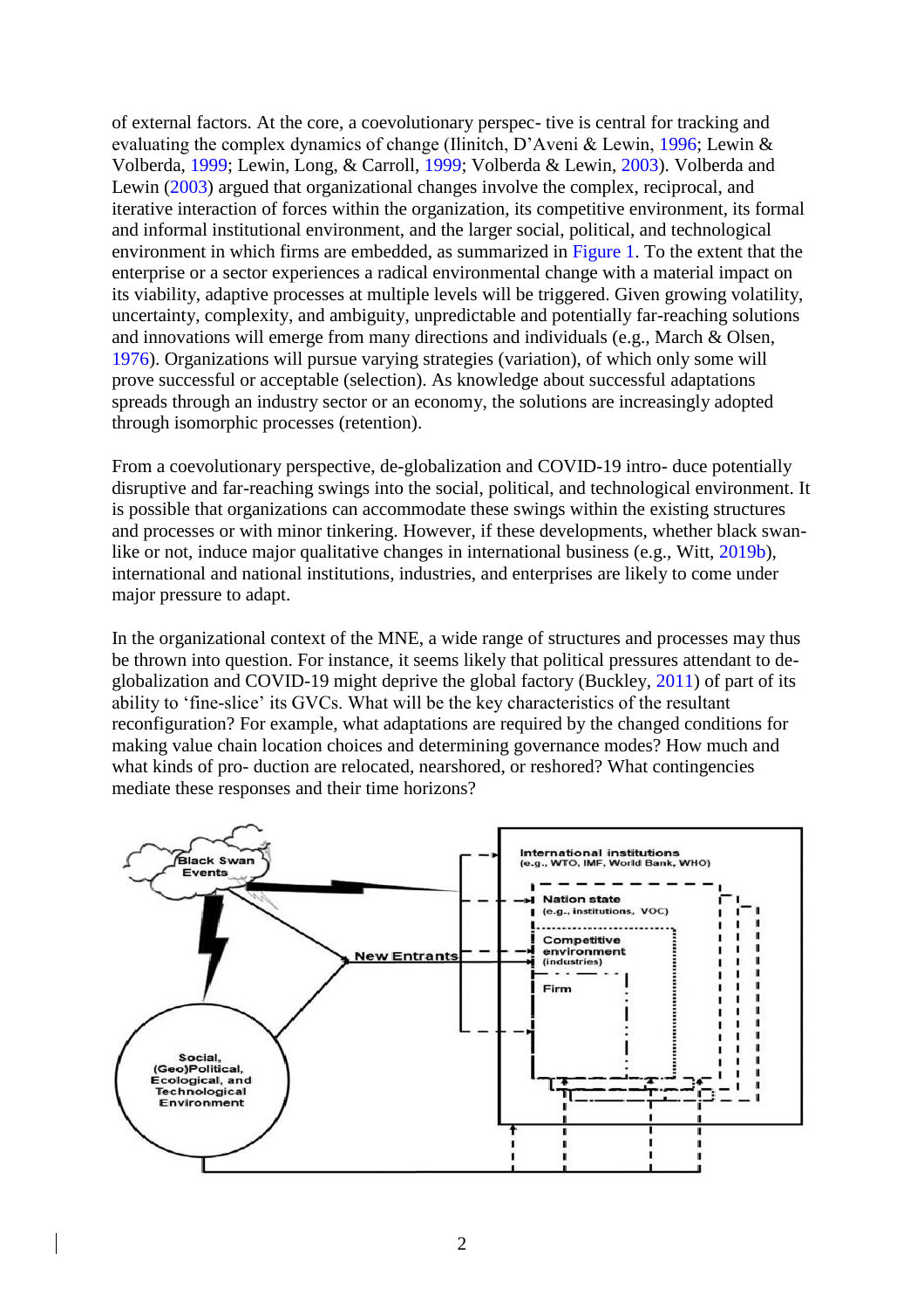of external factors. At the core, a coevolutionary perspec- tive is central for tracking and evaluating the complex dynamics of change (Ilinitch, D'Aveni & Lewin, 1996; Lewin & Volberda, 1999; Lewin, Long, & Carroll, 1999; Volberda & Lewin, 2003). Volberda and Lewin (2003) argued that organizational changes involve the complex, reciprocal, and iterative interaction of forces within the organization, its competitive environment, its formal and informal institutional environment, and the larger social, political, and technological environment in which firms are embedded, as summarized in Figure 1. To the extent that the enterprise or a sector experiences a radical environmental change with a material impact on its viability, adaptive processes at multiple levels will be triggered. Given growing volatility, uncertainty, complexity, and ambiguity, unpredictable and potentially far-reaching solutions and innovations will emerge from many directions and individuals (e.g., March & Olsen, 1976). Organizations will pursue varying strategies (variation), of which only some will prove successful or acceptable (selection). As knowledge about successful adaptations spreads through an industry sector or an economy, the solutions are increasingly adopted through isomorphic processes (retention).

From a coevolutionary perspective, de-globalization and COVID-19 intro- duce potentially disruptive and far-reaching swings into the social, political, and technological environment. It is possible that organizations can accommodate these swings within the existing structures and processes or with minor tinkering. However, if these developments, whether black swan-like or not, induce major qualitative changes in international business (e.g., Witt, 2019b), international and national institutions, industries, and enterprises are likely to come under major pressure to adapt.

In the organizational context of the MNE, a wide range of structures and processes may thus be thrown into question. For instance, it seems likely that political pressures attendant to de-globalization and COVID-19 might deprive the global factory (Buckley, 2011) of part of its ability to 'fine-slice' its GVCs. What will be the key characteristics of the resultant reconfiguration? For example, what adaptations are required by the changed conditions for making value chain location choices and determining governance modes? How much and what kinds of pro- duction are relocated, nearshored, or reshored? What contingencies mediate these responses and their time horizons?

Black Swan Events

Social, (Geo)Political, Ecological, and Technological Environment

New Entrants

International institutions (e.g., WTO, IMF, World Bank, WHO)

Nation state (e.g., institutions, VOC)

Competitive environment (industries)

Firm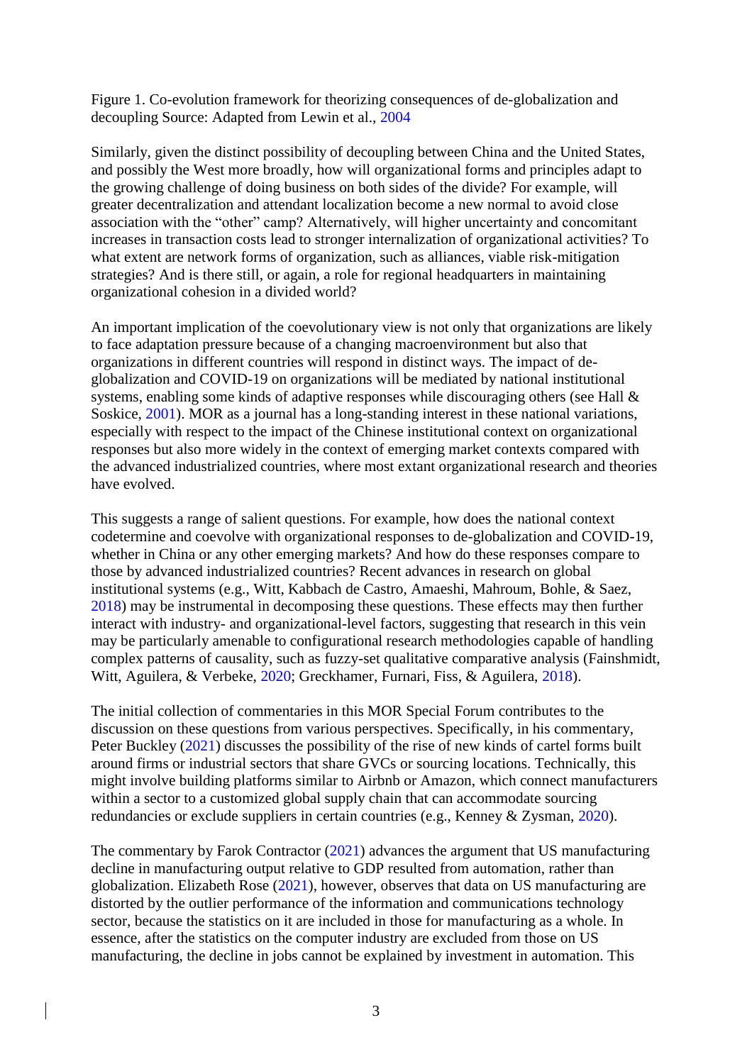Figure 1. Co-evolution framework for theorizing consequences of de-globalization and decoupling Source: Adapted from Lewin et al., 2004

Similarly, given the distinct possibility of decoupling between China and the United States, and possibly the West more broadly, how will organizational forms and principles adapt to the growing challenge of doing business on both sides of the divide? For example, will greater decentralization and attendant localization become a new normal to avoid close association with the "other" camp? Alternatively, will higher uncertainty and concomitant increases in transaction costs lead to stronger internalization of organizational activities? To what extent are network forms of organization, such as alliances, viable risk-mitigation strategies? And is there still, or again, a role for regional headquarters in maintaining organizational cohesion in a divided world?

An important implication of the coevolutionary view is not only that organizations are likely to face adaptation pressure because of a changing macroenvironment but also that organizations in different countries will respond in distinct ways. The impact of de-globalization and COVID-19 on organizations will be mediated by national institutional systems, enabling some kinds of adaptive responses while discouraging others (see Hall & Soskice, 2001). MOR as a journal has a long-standing interest in these national variations, especially with respect to the impact of the Chinese institutional context on organizational responses but also more widely in the context of emerging market contexts compared with the advanced industrialized countries, where most extant organizational research and theories have evolved.

This suggests a range of salient questions. For example, how does the national context codetermine and coevolve with organizational responses to de-globalization and COVID-19, whether in China or any other emerging markets? And how do these responses compare to those by advanced industrialized countries? Recent advances in research on global institutional systems (e.g., Witt, Kabbach de Castro, Amaeshi, Mahroum, Bohle, & Saez, 2018) may be instrumental in decomposing these questions. These effects may then further interact with industry- and organizational-level factors, suggesting that research in this vein may be particularly amenable to configurational research methodologies capable of handling complex patterns of causality, such as fuzzy-set qualitative comparative analysis (Fainshmidt, Witt, Aguilera, & Verbeke, 2020; Greckhamer, Furnari, Fiss, & Aguilera, 2018).

The initial collection of commentaries in this MOR Special Forum contributes to the discussion on these questions from various perspectives. Specifically, in his commentary, Peter Buckley (2021) discusses the possibility of the rise of new kinds of cartel forms built around firms or industrial sectors that share GVCs or sourcing locations. Technically, this might involve building platforms similar to Airbnb or Amazon, which connect manufacturers within a sector to a customized global supply chain that can accommodate sourcing redundancies or exclude suppliers in certain countries (e.g., Kenney & Zysman, 2020).

The commentary by Farok Contractor (2021) advances the argument that US manufacturing decline in manufacturing output relative to GDP resulted from automation, rather than globalization. Elizabeth Rose (2021), however, observes that data on US manufacturing are distorted by the outlier performance of the information and communications technology sector, because the statistics on it are included in those for manufacturing as a whole. In essence, after the statistics on the computer industry are excluded from those on US manufacturing, the decline in jobs cannot be explained by investment in automation. This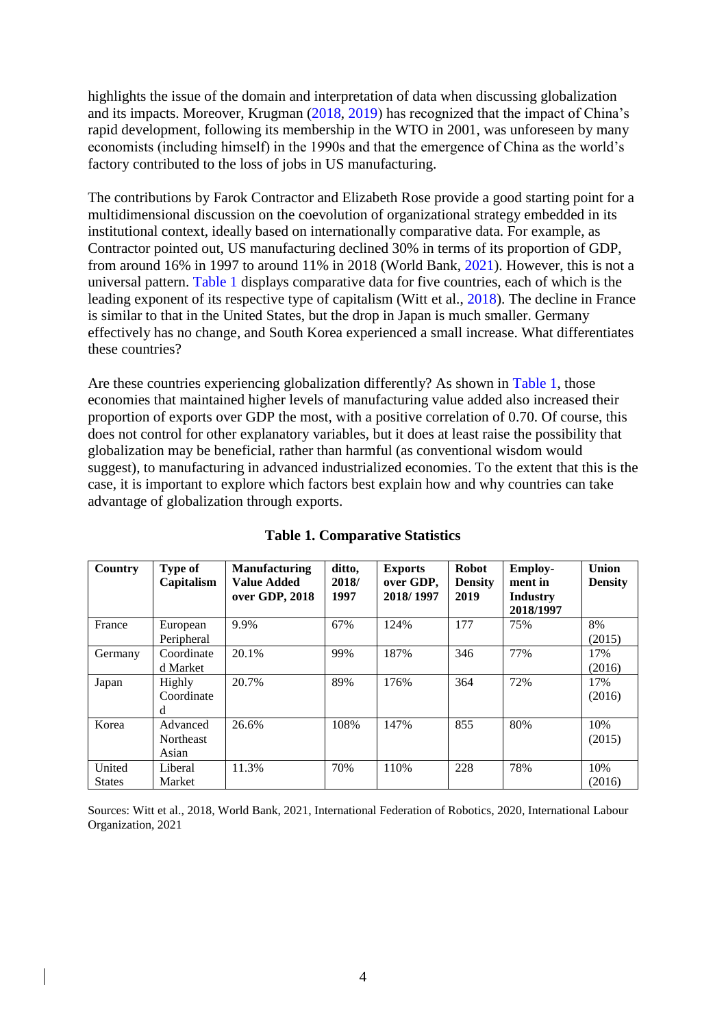highlights the issue of the domain and interpretation of data when discussing globalization and its impacts. Moreover, Krugman (2018, 2019) has recognized that the impact of China's rapid development, following its membership in the WTO in 2001, was unforeseen by many economists (including himself) in the 1990s and that the emergence of China as the world's factory contributed to the loss of jobs in US manufacturing.

The contributions by Farok Contractor and Elizabeth Rose provide a good starting point for a multidimensional discussion on the coevolution of organizational strategy embedded in its institutional context, ideally based on internationally comparative data. For example, as Contractor pointed out, US manufacturing declined 30% in terms of its proportion of GDP, from around 16% in 1997 to around 11% in 2018 (World Bank, 2021). However, this is not a universal pattern. Table 1 displays comparative data for five countries, each of which is the leading exponent of its respective type of capitalism (Witt et al., 2018). The decline in France is similar to that in the United States, but the drop in Japan is much smaller. Germany effectively has no change, and South Korea experienced a small increase. What differentiates these countries?

Are these countries experiencing globalization differently? As shown in Table 1, those economies that maintained higher levels of manufacturing value added also increased their proportion of exports over GDP the most, with a positive correlation of 0.70. Of course, this does not control for other explanatory variables, but it does at least raise the possibility that globalization may be beneficial, rather than harmful (as conventional wisdom would suggest), to manufacturing in advanced industrialized economies. To the extent that this is the case, it is important to explore which factors best explain how and why countries can take advantage of globalization through exports.

**Table 1. Comparative Statistics**

| Country | Type of Capitalism | Manufacturing Value Added over GDP, 2018 | ditto, 2018/ 1997 | Exports over GDP, 2018/ 1997 | Robot Density 2019 | Employ-ment in Industry 2018/1997 | Union Density |
|---|---|---|---|---|---|---|---|
| France | European Peripheral | 9.9% | 67% | 124% | 177 | 75% | 8% (2015) |
| Germany | Coordinated Market | 20.1% | 99% | 187% | 346 | 77% | 17% (2016) |
| Japan | Highly Coordinated | 20.7% | 89% | 176% | 364 | 72% | 17% (2016) |
| Korea | Advanced Northeast Asian | 26.6% | 108% | 147% | 855 | 80% | 10% (2015) |
| United States | Liberal Market | 11.3% | 70% | 110% | 228 | 78% | 10% (2016) |

Sources: Witt et al., 2018, World Bank, 2021, International Federation of Robotics, 2020, International Labour Organization, 2021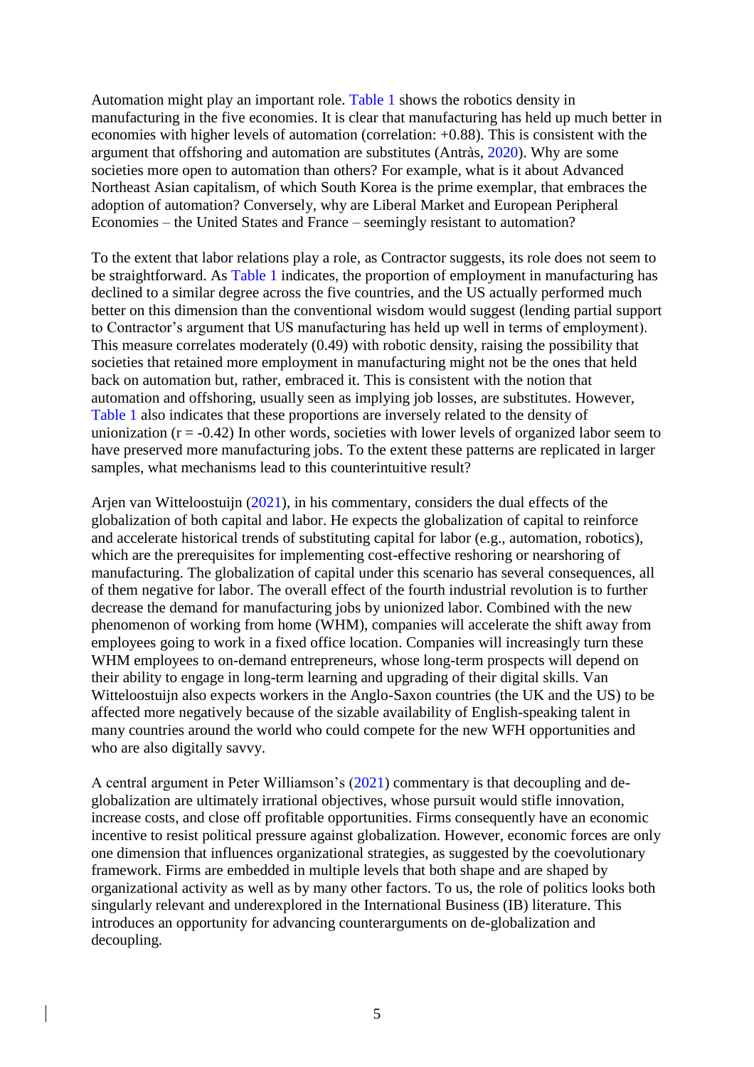Automation might play an important role. Table 1 shows the robotics density in manufacturing in the five economies. It is clear that manufacturing has held up much better in economies with higher levels of automation (correlation: +0.88). This is consistent with the argument that offshoring and automation are substitutes (Antràs, 2020). Why are some societies more open to automation than others? For example, what is it about Advanced Northeast Asian capitalism, of which South Korea is the prime exemplar, that embraces the adoption of automation? Conversely, why are Liberal Market and European Peripheral Economies – the United States and France – seemingly resistant to automation?

To the extent that labor relations play a role, as Contractor suggests, its role does not seem to be straightforward. As Table 1 indicates, the proportion of employment in manufacturing has declined to a similar degree across the five countries, and the US actually performed much better on this dimension than the conventional wisdom would suggest (lending partial support to Contractor's argument that US manufacturing has held up well in terms of employment). This measure correlates moderately (0.49) with robotic density, raising the possibility that societies that retained more employment in manufacturing might not be the ones that held back on automation but, rather, embraced it. This is consistent with the notion that automation and offshoring, usually seen as implying job losses, are substitutes. However, Table 1 also indicates that these proportions are inversely related to the density of unionization ($r = -0.42$) In other words, societies with lower levels of organized labor seem to have preserved more manufacturing jobs. To the extent these patterns are replicated in larger samples, what mechanisms lead to this counterintuitive result?

Arjen van Witteloostuijn (2021), in his commentary, considers the dual effects of the globalization of both capital and labor. He expects the globalization of capital to reinforce and accelerate historical trends of substituting capital for labor (e.g., automation, robotics), which are the prerequisites for implementing cost-effective reshoring or nearshoring of manufacturing. The globalization of capital under this scenario has several consequences, all of them negative for labor. The overall effect of the fourth industrial revolution is to further decrease the demand for manufacturing jobs by unionized labor. Combined with the new phenomenon of working from home (WHM), companies will accelerate the shift away from employees going to work in a fixed office location. Companies will increasingly turn these WHM employees to on-demand entrepreneurs, whose long-term prospects will depend on their ability to engage in long-term learning and upgrading of their digital skills. Van Witteloostuijn also expects workers in the Anglo-Saxon countries (the UK and the US) to be affected more negatively because of the sizable availability of English-speaking talent in many countries around the world who could compete for the new WFH opportunities and who are also digitally savvy.

A central argument in Peter Williamson's (2021) commentary is that decoupling and de-globalization are ultimately irrational objectives, whose pursuit would stifle innovation, increase costs, and close off profitable opportunities. Firms consequently have an economic incentive to resist political pressure against globalization. However, economic forces are only one dimension that influences organizational strategies, as suggested by the coevolutionary framework. Firms are embedded in multiple levels that both shape and are shaped by organizational activity as well as by many other factors. To us, the role of politics looks both singularly relevant and underexplored in the International Business (IB) literature. This introduces an opportunity for advancing counterarguments on de-globalization and decoupling.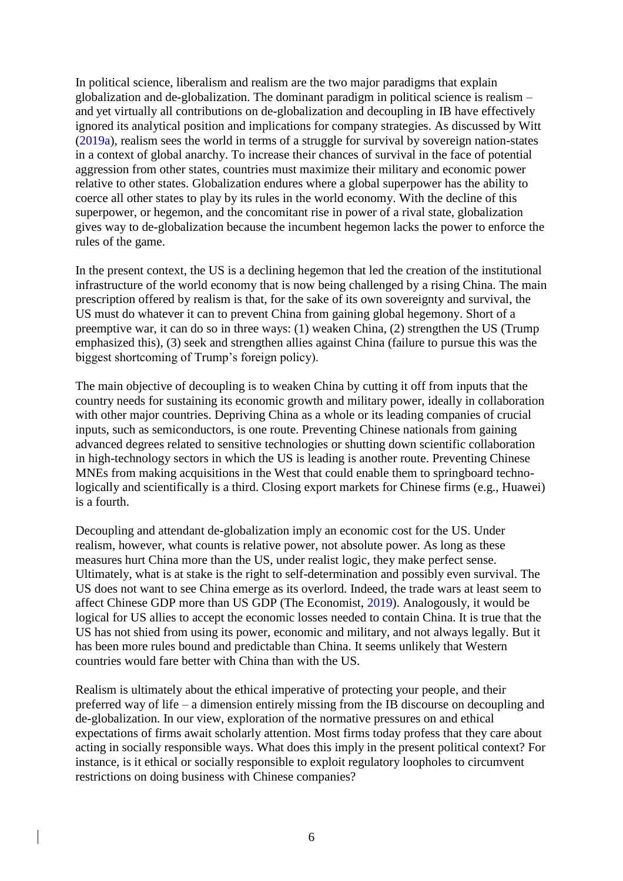In political science, liberalism and realism are the two major paradigms that explain globalization and de-globalization. The dominant paradigm in political science is realism – and yet virtually all contributions on de-globalization and decoupling in IB have effectively ignored its analytical position and implications for company strategies. As discussed by Witt (2019a), realism sees the world in terms of a struggle for survival by sovereign nation-states in a context of global anarchy. To increase their chances of survival in the face of potential aggression from other states, countries must maximize their military and economic power relative to other states. Globalization endures where a global superpower has the ability to coerce all other states to play by its rules in the world economy. With the decline of this superpower, or hegemon, and the concomitant rise in power of a rival state, globalization gives way to de-globalization because the incumbent hegemon lacks the power to enforce the rules of the game.

In the present context, the US is a declining hegemon that led the creation of the institutional infrastructure of the world economy that is now being challenged by a rising China. The main prescription offered by realism is that, for the sake of its own sovereignty and survival, the US must do whatever it can to prevent China from gaining global hegemony. Short of a preemptive war, it can do so in three ways: (1) weaken China, (2) strengthen the US (Trump emphasized this), (3) seek and strengthen allies against China (failure to pursue this was the biggest shortcoming of Trump's foreign policy).

The main objective of decoupling is to weaken China by cutting it off from inputs that the country needs for sustaining its economic growth and military power, ideally in collaboration with other major countries. Depriving China as a whole or its leading companies of crucial inputs, such as semiconductors, is one route. Preventing Chinese nationals from gaining advanced degrees related to sensitive technologies or shutting down scientific collaboration in high-technology sectors in which the US is leading is another route. Preventing Chinese MNEs from making acquisitions in the West that could enable them to springboard technologically and scientifically is a third. Closing export markets for Chinese firms (e.g., Huawei) is a fourth.

Decoupling and attendant de-globalization imply an economic cost for the US. Under realism, however, what counts is relative power, not absolute power. As long as these measures hurt China more than the US, under realist logic, they make perfect sense. Ultimately, what is at stake is the right to self-determination and possibly even survival. The US does not want to see China emerge as its overlord. Indeed, the trade wars at least seem to affect Chinese GDP more than US GDP (The Economist, 2019). Analogously, it would be logical for US allies to accept the economic losses needed to contain China. It is true that the US has not shied from using its power, economic and military, and not always legally. But it has been more rules bound and predictable than China. It seems unlikely that Western countries would fare better with China than with the US.

Realism is ultimately about the ethical imperative of protecting your people, and their preferred way of life – a dimension entirely missing from the IB discourse on decoupling and de-globalization. In our view, exploration of the normative pressures on and ethical expectations of firms await scholarly attention. Most firms today profess that they care about acting in socially responsible ways. What does this imply in the present political context? For instance, is it ethical or socially responsible to exploit regulatory loopholes to circumvent restrictions on doing business with Chinese companies?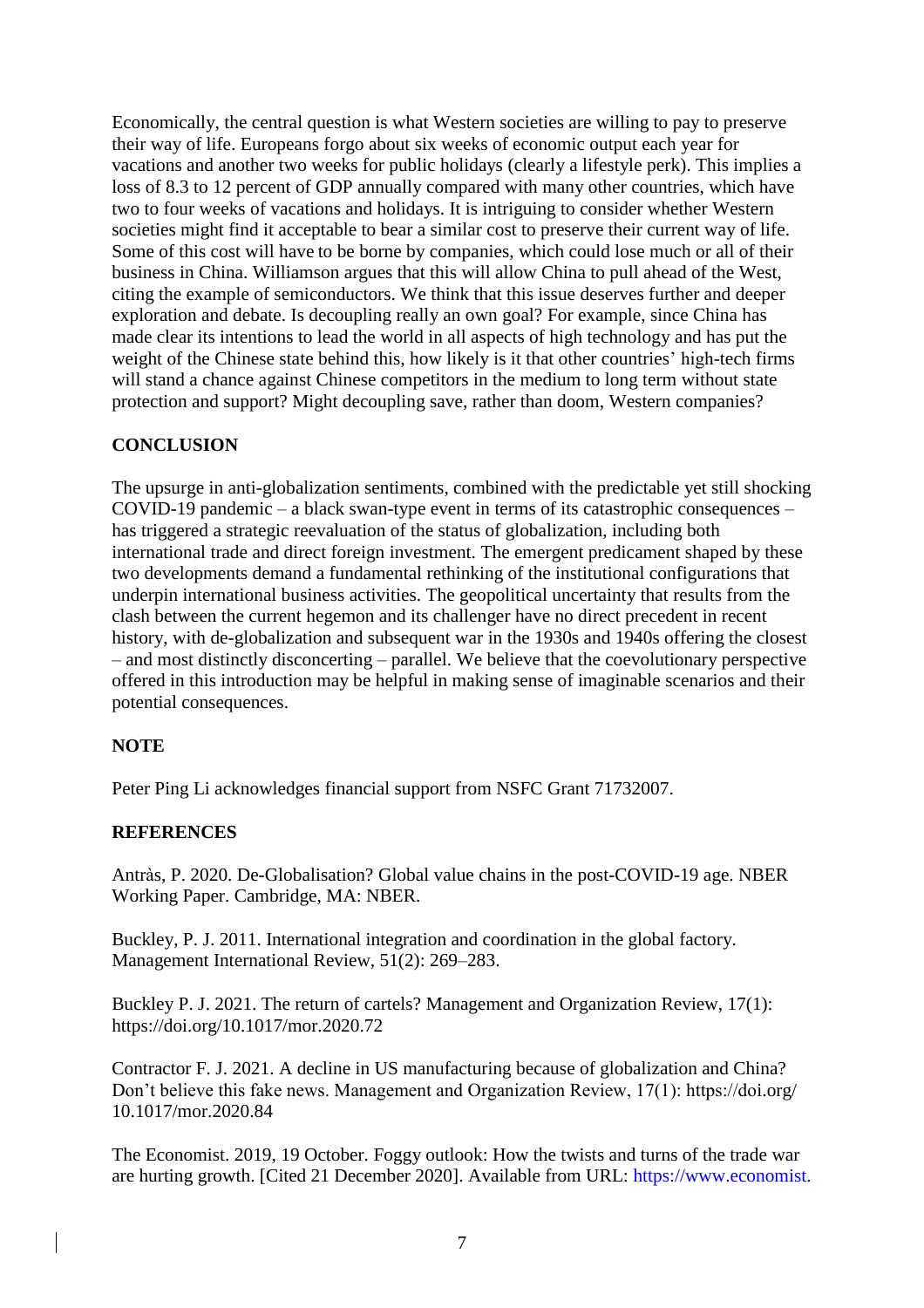Economically, the central question is what Western societies are willing to pay to preserve their way of life. Europeans forgo about six weeks of economic output each year for vacations and another two weeks for public holidays (clearly a lifestyle perk). This implies a loss of 8.3 to 12 percent of GDP annually compared with many other countries, which have two to four weeks of vacations and holidays. It is intriguing to consider whether Western societies might find it acceptable to bear a similar cost to preserve their current way of life. Some of this cost will have to be borne by companies, which could lose much or all of their business in China. Williamson argues that this will allow China to pull ahead of the West, citing the example of semiconductors. We think that this issue deserves further and deeper exploration and debate. Is decoupling really an own goal? For example, since China has made clear its intentions to lead the world in all aspects of high technology and has put the weight of the Chinese state behind this, how likely is it that other countries' high-tech firms will stand a chance against Chinese competitors in the medium to long term without state protection and support? Might decoupling save, rather than doom, Western companies?

## CONCLUSION

The upsurge in anti-globalization sentiments, combined with the predictable yet still shocking COVID-19 pandemic – a black swan-type event in terms of its catastrophic consequences – has triggered a strategic reevaluation of the status of globalization, including both international trade and direct foreign investment. The emergent predicament shaped by these two developments demand a fundamental rethinking of the institutional configurations that underpin international business activities. The geopolitical uncertainty that results from the clash between the current hegemon and its challenger have no direct precedent in recent history, with de-globalization and subsequent war in the 1930s and 1940s offering the closest – and most distinctly disconcerting – parallel. We believe that the coevolutionary perspective offered in this introduction may be helpful in making sense of imaginable scenarios and their potential consequences.

## NOTE

Peter Ping Li acknowledges financial support from NSFC Grant 71732007.

## REFERENCES

Antràs, P. 2020. De-Globalisation? Global value chains in the post-COVID-19 age. NBER Working Paper. Cambridge, MA: NBER.

Buckley, P. J. 2011. International integration and coordination in the global factory. Management International Review, 51(2): 269–283.

Buckley P. J. 2021. The return of cartels? Management and Organization Review, 17(1): https://doi.org/10.1017/mor.2020.72

Contractor F. J. 2021. A decline in US manufacturing because of globalization and China? Don't believe this fake news. Management and Organization Review, 17(1): https://doi.org/ 10.1017/mor.2020.84

The Economist. 2019, 19 October. Foggy outlook: How the twists and turns of the trade war are hurting growth. [Cited 21 December 2020]. Available from URL: https://www.economist.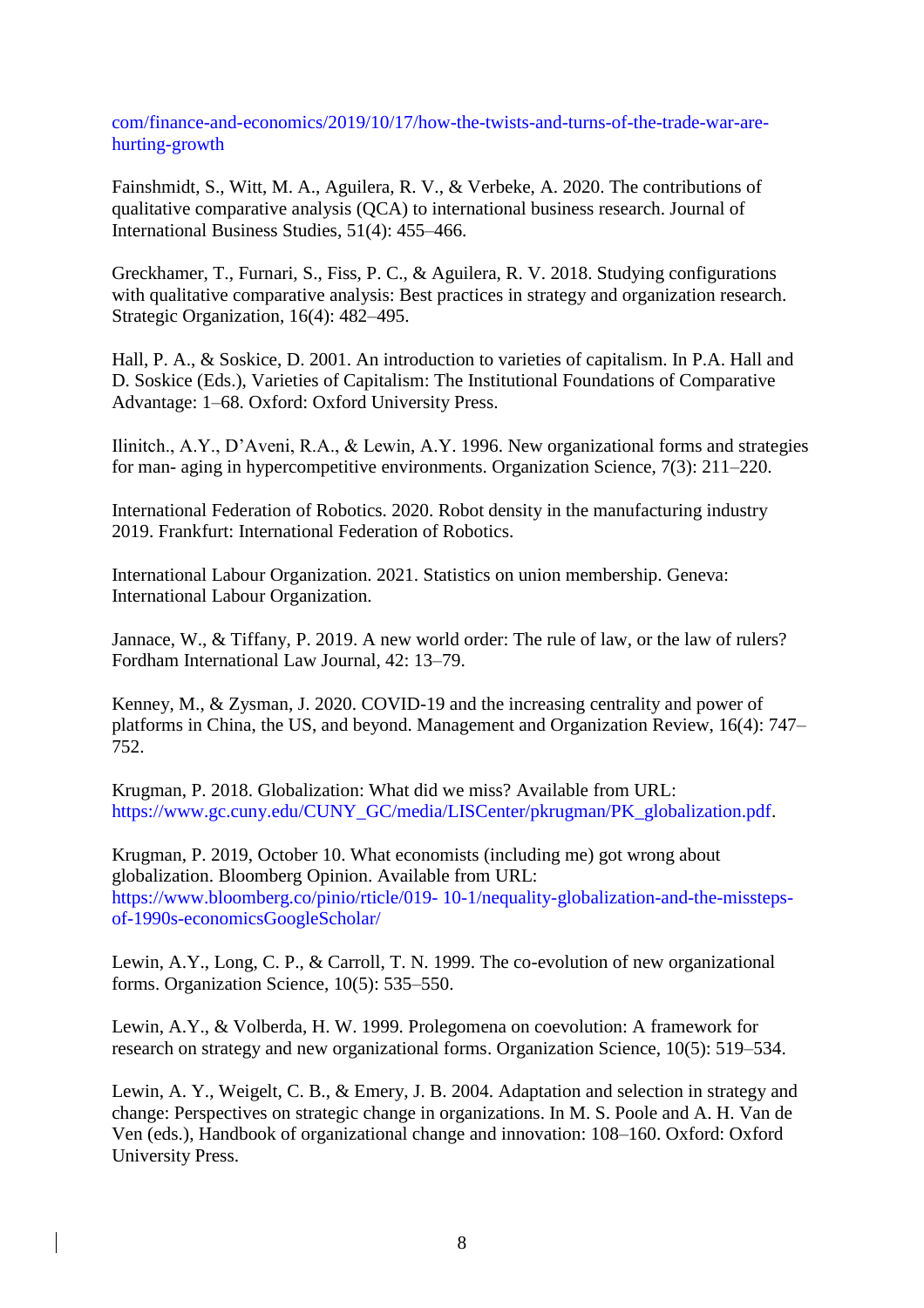com/finance-and-economics/2019/10/17/how-the-twists-and-turns-of-the-trade-war-are-hurting-growth

Fainshmidt, S., Witt, M. A., Aguilera, R. V., & Verbeke, A. 2020. The contributions of qualitative comparative analysis (QCA) to international business research. Journal of International Business Studies, 51(4): 455–466.

Greckhamer, T., Furnari, S., Fiss, P. C., & Aguilera, R. V. 2018. Studying configurations with qualitative comparative analysis: Best practices in strategy and organization research. Strategic Organization, 16(4): 482–495.

Hall, P. A., & Soskice, D. 2001. An introduction to varieties of capitalism. In P.A. Hall and D. Soskice (Eds.), Varieties of Capitalism: The Institutional Foundations of Comparative Advantage: 1–68. Oxford: Oxford University Press.

Ilinitch., A.Y., D'Aveni, R.A., & Lewin, A.Y. 1996. New organizational forms and strategies for man- aging in hypercompetitive environments. Organization Science, 7(3): 211–220.

International Federation of Robotics. 2020. Robot density in the manufacturing industry 2019. Frankfurt: International Federation of Robotics.

International Labour Organization. 2021. Statistics on union membership. Geneva: International Labour Organization.

Jannace, W., & Tiffany, P. 2019. A new world order: The rule of law, or the law of rulers? Fordham International Law Journal, 42: 13–79.

Kenney, M., & Zysman, J. 2020. COVID-19 and the increasing centrality and power of platforms in China, the US, and beyond. Management and Organization Review, 16(4): 747–752.

Krugman, P. 2018. Globalization: What did we miss? Available from URL: https://www.gc.cuny.edu/CUNY_GC/media/LISCenter/pkrugman/PK_globalization.pdf.

Krugman, P. 2019, October 10. What economists (including me) got wrong about globalization. Bloomberg Opinion. Available from URL: https://www.bloomberg.co/pinio/rticle/019- 10-1/nequality-globalization-and-the-missteps-of-1990s-economicsGoogleScholar/

Lewin, A.Y., Long, C. P., & Carroll, T. N. 1999. The co-evolution of new organizational forms. Organization Science, 10(5): 535–550.

Lewin, A.Y., & Volberda, H. W. 1999. Prolegomena on coevolution: A framework for research on strategy and new organizational forms. Organization Science, 10(5): 519–534.

Lewin, A. Y., Weigelt, C. B., & Emery, J. B. 2004. Adaptation and selection in strategy and change: Perspectives on strategic change in organizations. In M. S. Poole and A. H. Van de Ven (eds.), Handbook of organizational change and innovation: 108–160. Oxford: Oxford University Press.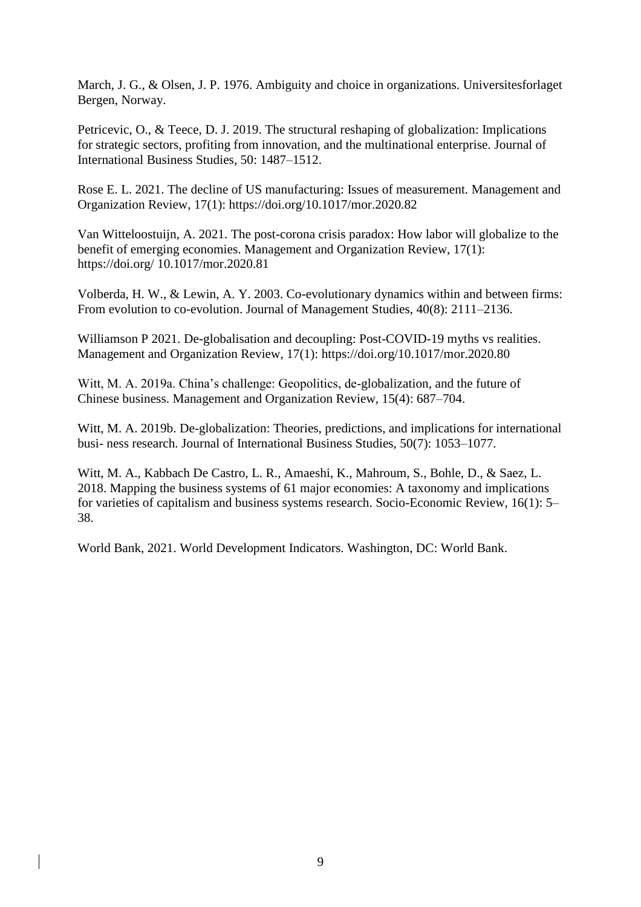March, J. G., & Olsen, J. P. 1976. Ambiguity and choice in organizations. Universitesforlaget Bergen, Norway.

Petricevic, O., & Teece, D. J. 2019. The structural reshaping of globalization: Implications for strategic sectors, profiting from innovation, and the multinational enterprise. Journal of International Business Studies, 50: 1487–1512.

Rose E. L. 2021. The decline of US manufacturing: Issues of measurement. Management and Organization Review, 17(1): https://doi.org/10.1017/mor.2020.82

Van Witteloostuijn, A. 2021. The post-corona crisis paradox: How labor will globalize to the benefit of emerging economies. Management and Organization Review, 17(1): https://doi.org/ 10.1017/mor.2020.81

Volberda, H. W., & Lewin, A. Y. 2003. Co-evolutionary dynamics within and between firms: From evolution to co-evolution. Journal of Management Studies, 40(8): 2111–2136.

Williamson P 2021. De-globalisation and decoupling: Post-COVID-19 myths vs realities. Management and Organization Review, 17(1): https://doi.org/10.1017/mor.2020.80

Witt, M. A. 2019a. China's challenge: Geopolitics, de-globalization, and the future of Chinese business. Management and Organization Review, 15(4): 687–704.

Witt, M. A. 2019b. De-globalization: Theories, predictions, and implications for international busi- ness research. Journal of International Business Studies, 50(7): 1053–1077.

Witt, M. A., Kabbach De Castro, L. R., Amaeshi, K., Mahroum, S., Bohle, D., & Saez, L. 2018. Mapping the business systems of 61 major economies: A taxonomy and implications for varieties of capitalism and business systems research. Socio-Economic Review, 16(1): 5–38.

World Bank, 2021. World Development Indicators. Washington, DC: World Bank.